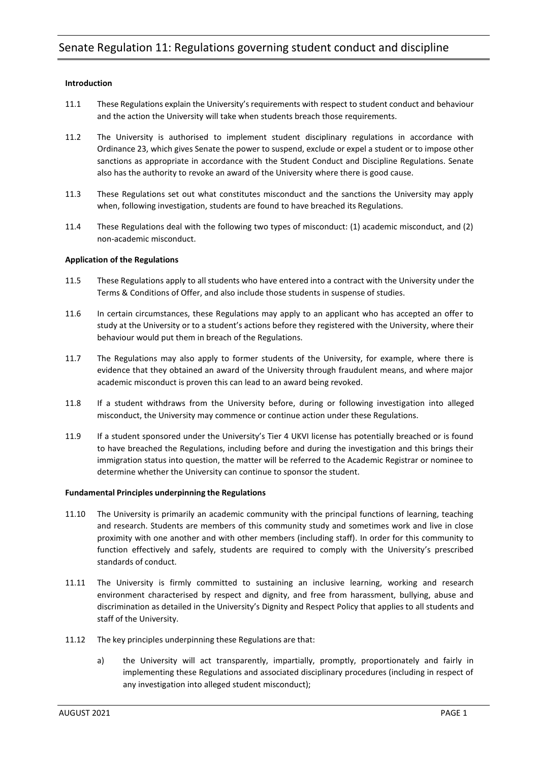# Senate Regulation 11: Regulations governing student conduct and discipline

**Introduction**

11.1 These Regulations explain the University's requirements with respect to student conduct and behaviour and the action the University will take when students breach those requirements.

11.2 The University is authorised to implement student disciplinary regulations in accordance with Ordinance 23, which gives Senate the power to suspend, exclude or expel a student or to impose other sanctions as appropriate in accordance with the Student Conduct and Discipline Regulations. Senate also has the authority to revoke an award of the University where there is good cause.

11.3 These Regulations set out what constitutes misconduct and the sanctions the University may apply when, following investigation, students are found to have breached its Regulations.

11.4 These Regulations deal with the following two types of misconduct: (1) academic misconduct, and (2) non-academic misconduct.

**Application of the Regulations**

11.5 These Regulations apply to all students who have entered into a contract with the University under the Terms & Conditions of Offer, and also include those students in suspense of studies.

11.6 In certain circumstances, these Regulations may apply to an applicant who has accepted an offer to study at the University or to a student's actions before they registered with the University, where their behaviour would put them in breach of the Regulations.

11.7 The Regulations may also apply to former students of the University, for example, where there is evidence that they obtained an award of the University through fraudulent means, and where major academic misconduct is proven this can lead to an award being revoked.

11.8 If a student withdraws from the University before, during or following investigation into alleged misconduct, the University may commence or continue action under these Regulations.

11.9 If a student sponsored under the University's Tier 4 UKVI license has potentially breached or is found to have breached the Regulations, including before and during the investigation and this brings their immigration status into question, the matter will be referred to the Academic Registrar or nominee to determine whether the University can continue to sponsor the student.

**Fundamental Principles underpinning the Regulations**

11.10 The University is primarily an academic community with the principal functions of learning, teaching and research. Students are members of this community study and sometimes work and live in close proximity with one another and with other members (including staff). In order for this community to function effectively and safely, students are required to comply with the University's prescribed standards of conduct.

11.11 The University is firmly committed to sustaining an inclusive learning, working and research environment characterised by respect and dignity, and free from harassment, bullying, abuse and discrimination as detailed in the University's Dignity and Respect Policy that applies to all students and staff of the University.

11.12 The key principles underpinning these Regulations are that:

a) the University will act transparently, impartially, promptly, proportionately and fairly in implementing these Regulations and associated disciplinary procedures (including in respect of any investigation into alleged student misconduct);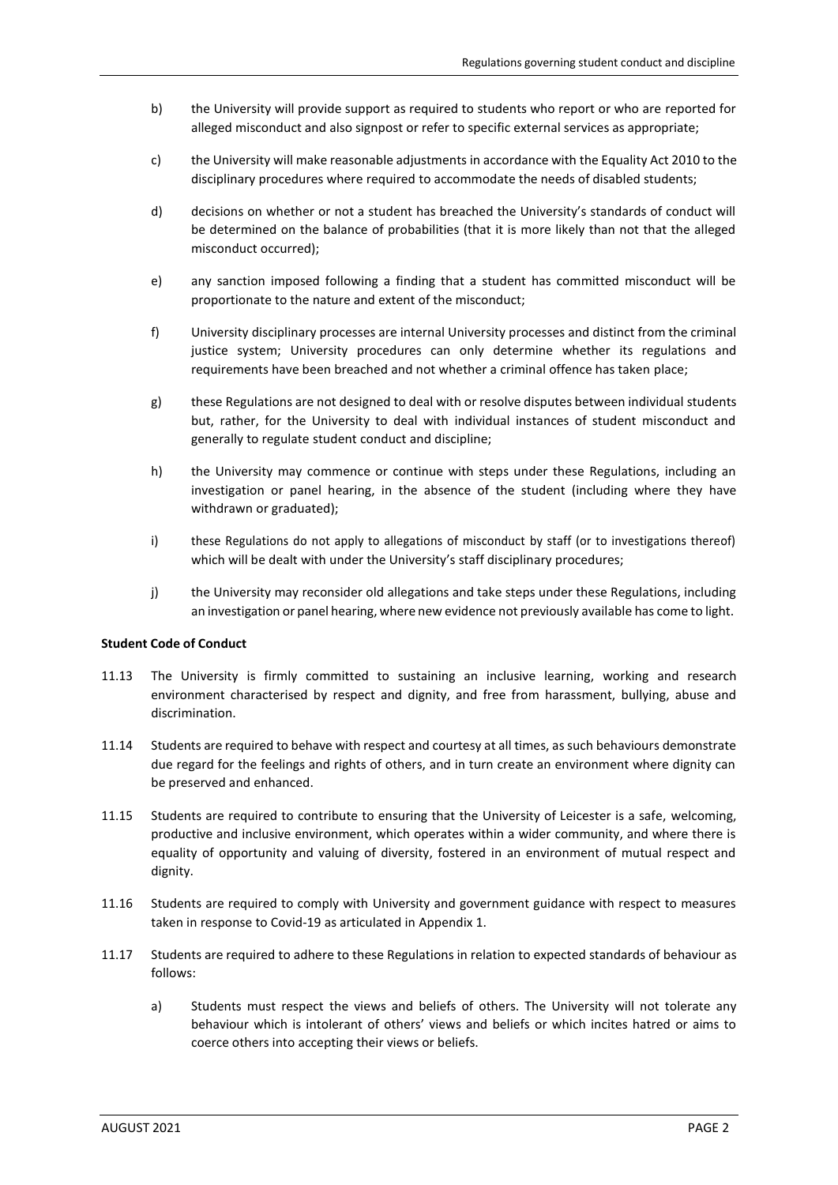b) the University will provide support as required to students who report or who are reported for alleged misconduct and also signpost or refer to specific external services as appropriate;

c) the University will make reasonable adjustments in accordance with the Equality Act 2010 to the disciplinary procedures where required to accommodate the needs of disabled students;

d) decisions on whether or not a student has breached the University's standards of conduct will be determined on the balance of probabilities (that it is more likely than not that the alleged misconduct occurred);

e) any sanction imposed following a finding that a student has committed misconduct will be proportionate to the nature and extent of the misconduct;

f) University disciplinary processes are internal University processes and distinct from the criminal justice system; University procedures can only determine whether its regulations and requirements have been breached and not whether a criminal offence has taken place;

g) these Regulations are not designed to deal with or resolve disputes between individual students but, rather, for the University to deal with individual instances of student misconduct and generally to regulate student conduct and discipline;

h) the University may commence or continue with steps under these Regulations, including an investigation or panel hearing, in the absence of the student (including where they have withdrawn or graduated);

i) these Regulations do not apply to allegations of misconduct by staff (or to investigations thereof) which will be dealt with under the University's staff disciplinary procedures;

j) the University may reconsider old allegations and take steps under these Regulations, including an investigation or panel hearing, where new evidence not previously available has come to light.

**Student Code of Conduct**

11.13 The University is firmly committed to sustaining an inclusive learning, working and research environment characterised by respect and dignity, and free from harassment, bullying, abuse and discrimination.

11.14 Students are required to behave with respect and courtesy at all times, as such behaviours demonstrate due regard for the feelings and rights of others, and in turn create an environment where dignity can be preserved and enhanced.

11.15 Students are required to contribute to ensuring that the University of Leicester is a safe, welcoming, productive and inclusive environment, which operates within a wider community, and where there is equality of opportunity and valuing of diversity, fostered in an environment of mutual respect and dignity.

11.16 Students are required to comply with University and government guidance with respect to measures taken in response to Covid-19 as articulated in Appendix 1.

11.17 Students are required to adhere to these Regulations in relation to expected standards of behaviour as follows:

a) Students must respect the views and beliefs of others. The University will not tolerate any behaviour which is intolerant of others' views and beliefs or which incites hatred or aims to coerce others into accepting their views or beliefs.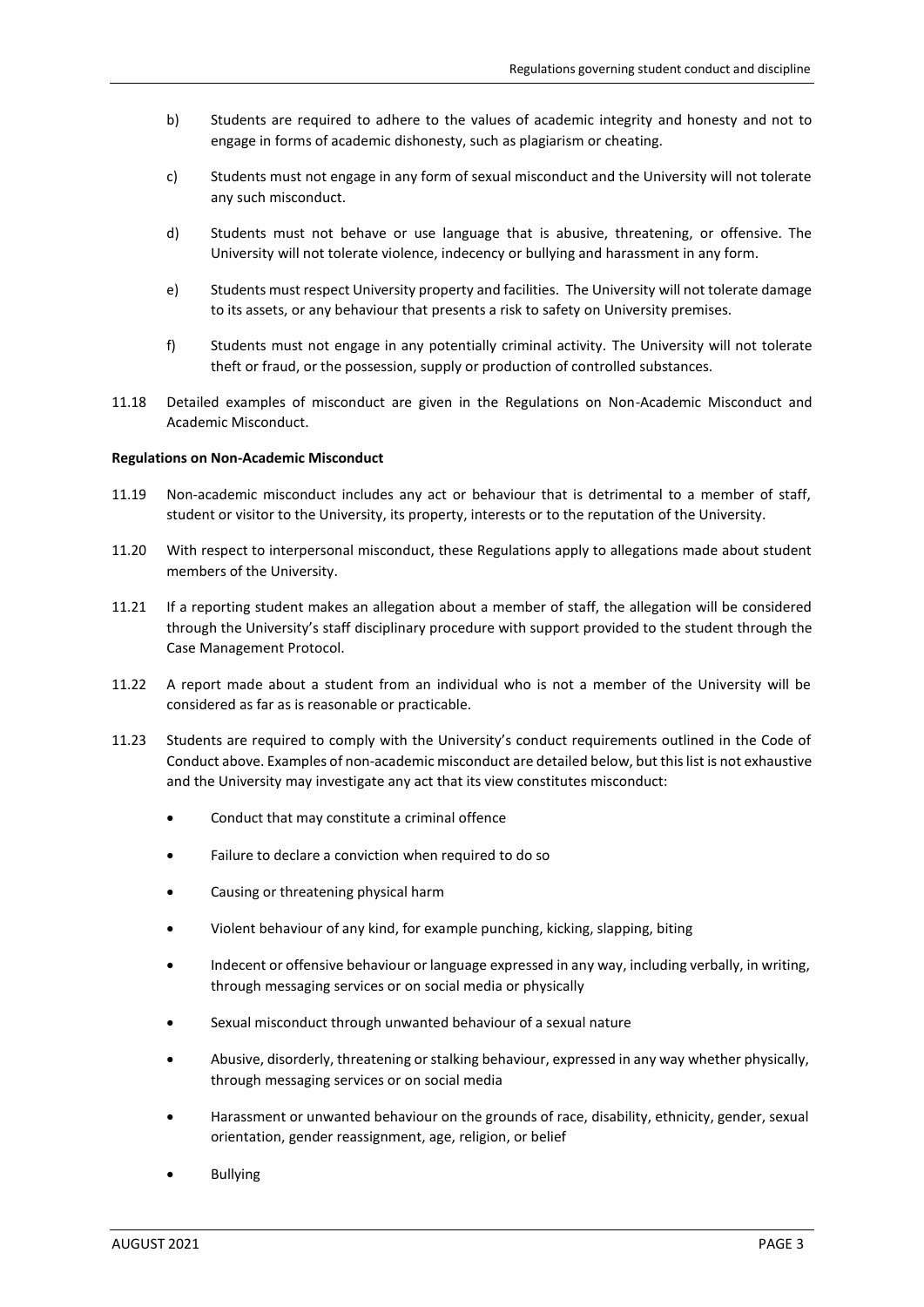b) Students are required to adhere to the values of academic integrity and honesty and not to engage in forms of academic dishonesty, such as plagiarism or cheating.

c) Students must not engage in any form of sexual misconduct and the University will not tolerate any such misconduct.

d) Students must not behave or use language that is abusive, threatening, or offensive. The University will not tolerate violence, indecency or bullying and harassment in any form.

e) Students must respect University property and facilities. The University will not tolerate damage to its assets, or any behaviour that presents a risk to safety on University premises.

f) Students must not engage in any potentially criminal activity. The University will not tolerate theft or fraud, or the possession, supply or production of controlled substances.

11.18 Detailed examples of misconduct are given in the Regulations on Non-Academic Misconduct and Academic Misconduct.

**Regulations on Non-Academic Misconduct**

11.19 Non-academic misconduct includes any act or behaviour that is detrimental to a member of staff, student or visitor to the University, its property, interests or to the reputation of the University.

11.20 With respect to interpersonal misconduct, these Regulations apply to allegations made about student members of the University.

11.21 If a reporting student makes an allegation about a member of staff, the allegation will be considered through the University's staff disciplinary procedure with support provided to the student through the Case Management Protocol.

11.22 A report made about a student from an individual who is not a member of the University will be considered as far as is reasonable or practicable.

11.23 Students are required to comply with the University's conduct requirements outlined in the Code of Conduct above. Examples of non-academic misconduct are detailed below, but this list is not exhaustive and the University may investigate any act that its view constitutes misconduct:

- Conduct that may constitute a criminal offence
- Failure to declare a conviction when required to do so
- Causing or threatening physical harm
- Violent behaviour of any kind, for example punching, kicking, slapping, biting
- Indecent or offensive behaviour or language expressed in any way, including verbally, in writing, through messaging services or on social media or physically
- Sexual misconduct through unwanted behaviour of a sexual nature
- Abusive, disorderly, threatening or stalking behaviour, expressed in any way whether physically, through messaging services or on social media
- Harassment or unwanted behaviour on the grounds of race, disability, ethnicity, gender, sexual orientation, gender reassignment, age, religion, or belief
- Bullying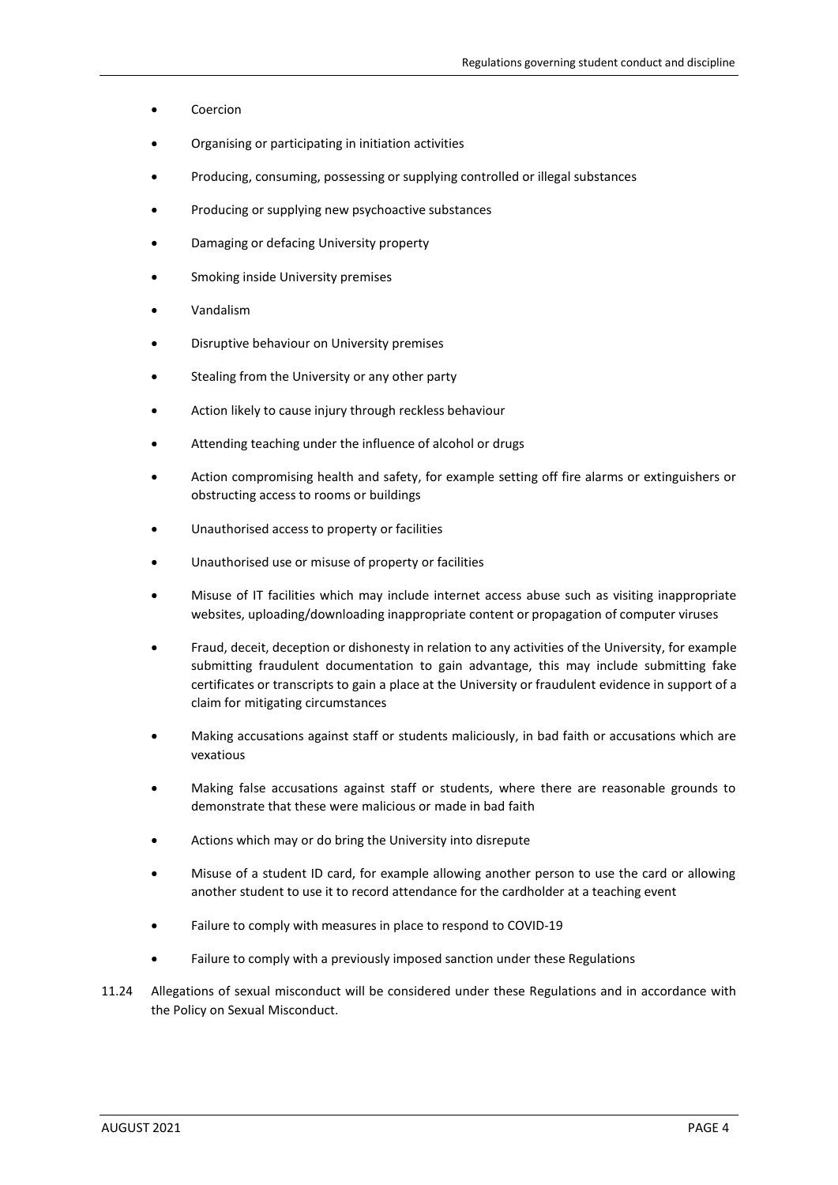- Coercion
- Organising or participating in initiation activities
- Producing, consuming, possessing or supplying controlled or illegal substances
- Producing or supplying new psychoactive substances
- Damaging or defacing University property
- Smoking inside University premises
- Vandalism
- Disruptive behaviour on University premises
- Stealing from the University or any other party
- Action likely to cause injury through reckless behaviour
- Attending teaching under the influence of alcohol or drugs
- Action compromising health and safety, for example setting off fire alarms or extinguishers or obstructing access to rooms or buildings
- Unauthorised access to property or facilities
- Unauthorised use or misuse of property or facilities
- Misuse of IT facilities which may include internet access abuse such as visiting inappropriate websites, uploading/downloading inappropriate content or propagation of computer viruses
- Fraud, deceit, deception or dishonesty in relation to any activities of the University, for example submitting fraudulent documentation to gain advantage, this may include submitting fake certificates or transcripts to gain a place at the University or fraudulent evidence in support of a claim for mitigating circumstances
- Making accusations against staff or students maliciously, in bad faith or accusations which are vexatious
- Making false accusations against staff or students, where there are reasonable grounds to demonstrate that these were malicious or made in bad faith
- Actions which may or do bring the University into disrepute
- Misuse of a student ID card, for example allowing another person to use the card or allowing another student to use it to record attendance for the cardholder at a teaching event
- Failure to comply with measures in place to respond to COVID-19
- Failure to comply with a previously imposed sanction under these Regulations

11.24 Allegations of sexual misconduct will be considered under these Regulations and in accordance with the Policy on Sexual Misconduct.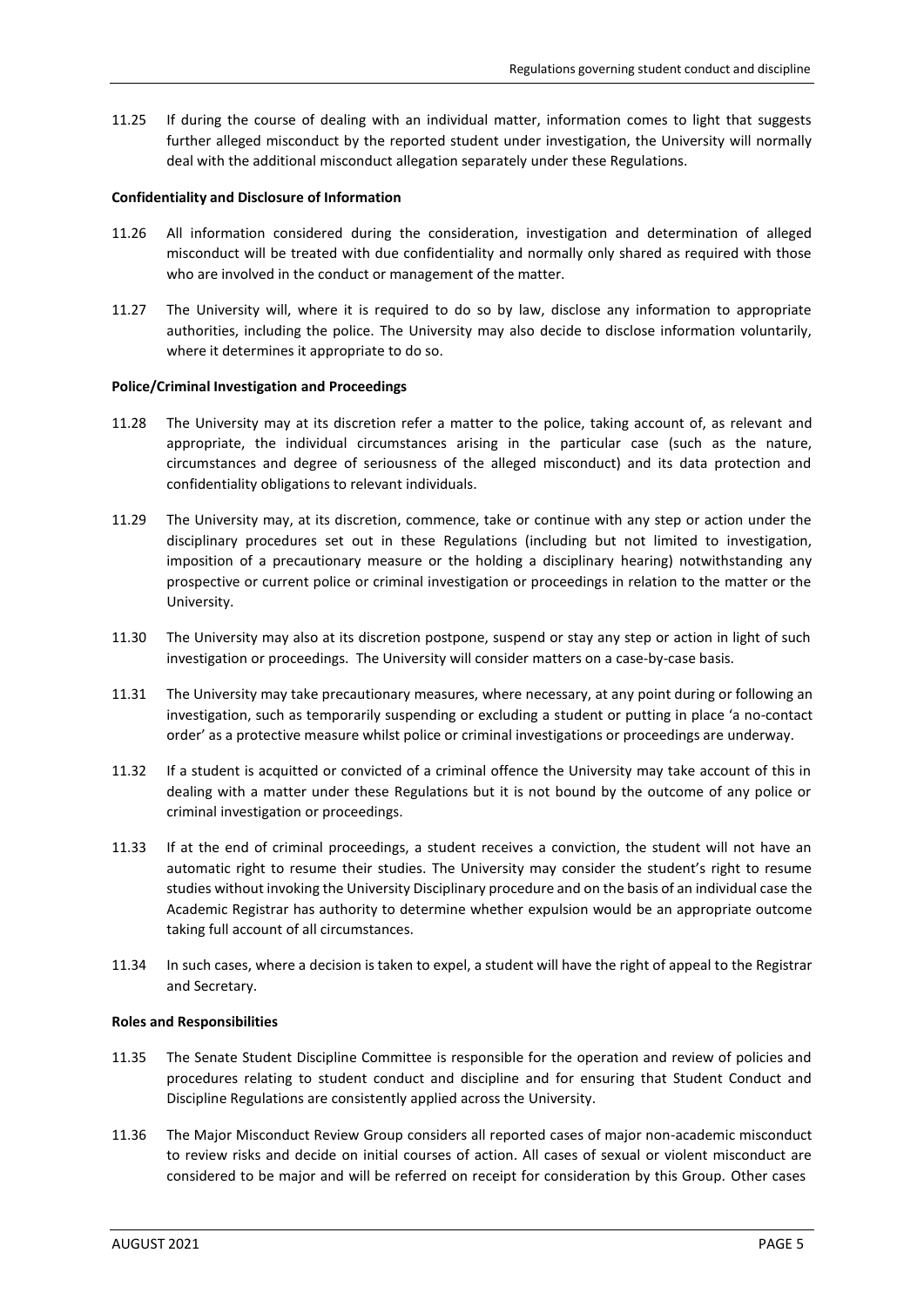11.25 If during the course of dealing with an individual matter, information comes to light that suggests further alleged misconduct by the reported student under investigation, the University will normally deal with the additional misconduct allegation separately under these Regulations.

**Confidentiality and Disclosure of Information**

11.26 All information considered during the consideration, investigation and determination of alleged misconduct will be treated with due confidentiality and normally only shared as required with those who are involved in the conduct or management of the matter.

11.27 The University will, where it is required to do so by law, disclose any information to appropriate authorities, including the police. The University may also decide to disclose information voluntarily, where it determines it appropriate to do so.

**Police/Criminal Investigation and Proceedings**

11.28 The University may at its discretion refer a matter to the police, taking account of, as relevant and appropriate, the individual circumstances arising in the particular case (such as the nature, circumstances and degree of seriousness of the alleged misconduct) and its data protection and confidentiality obligations to relevant individuals.

11.29 The University may, at its discretion, commence, take or continue with any step or action under the disciplinary procedures set out in these Regulations (including but not limited to investigation, imposition of a precautionary measure or the holding a disciplinary hearing) notwithstanding any prospective or current police or criminal investigation or proceedings in relation to the matter or the University.

11.30 The University may also at its discretion postpone, suspend or stay any step or action in light of such investigation or proceedings. The University will consider matters on a case-by-case basis.

11.31 The University may take precautionary measures, where necessary, at any point during or following an investigation, such as temporarily suspending or excluding a student or putting in place 'a no-contact order' as a protective measure whilst police or criminal investigations or proceedings are underway.

11.32 If a student is acquitted or convicted of a criminal offence the University may take account of this in dealing with a matter under these Regulations but it is not bound by the outcome of any police or criminal investigation or proceedings.

11.33 If at the end of criminal proceedings, a student receives a conviction, the student will not have an automatic right to resume their studies. The University may consider the student's right to resume studies without invoking the University Disciplinary procedure and on the basis of an individual case the Academic Registrar has authority to determine whether expulsion would be an appropriate outcome taking full account of all circumstances.

11.34 In such cases, where a decision is taken to expel, a student will have the right of appeal to the Registrar and Secretary.

**Roles and Responsibilities**

11.35 The Senate Student Discipline Committee is responsible for the operation and review of policies and procedures relating to student conduct and discipline and for ensuring that Student Conduct and Discipline Regulations are consistently applied across the University.

11.36 The Major Misconduct Review Group considers all reported cases of major non-academic misconduct to review risks and decide on initial courses of action. All cases of sexual or violent misconduct are considered to be major and will be referred on receipt for consideration by this Group. Other cases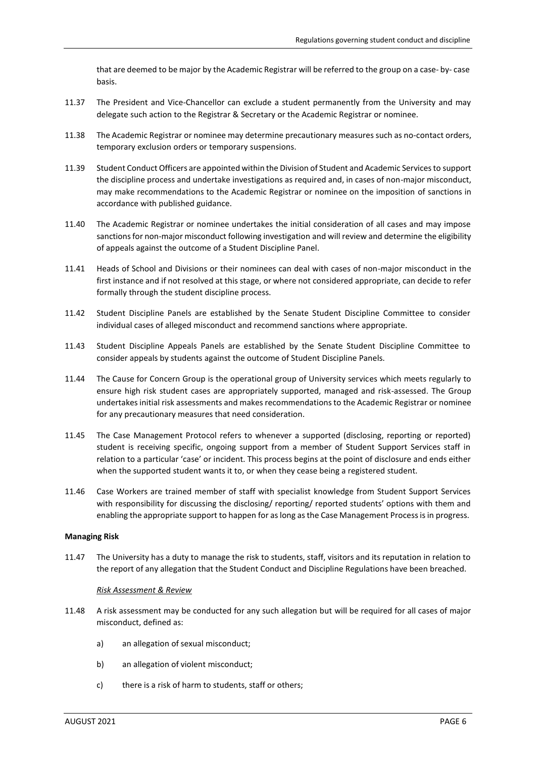that are deemed to be major by the Academic Registrar will be referred to the group on a case- by- case basis.

11.37 The President and Vice-Chancellor can exclude a student permanently from the University and may delegate such action to the Registrar & Secretary or the Academic Registrar or nominee.

11.38 The Academic Registrar or nominee may determine precautionary measures such as no-contact orders, temporary exclusion orders or temporary suspensions.

11.39 Student Conduct Officers are appointed within the Division of Student and Academic Services to support the discipline process and undertake investigations as required and, in cases of non-major misconduct, may make recommendations to the Academic Registrar or nominee on the imposition of sanctions in accordance with published guidance.

11.40 The Academic Registrar or nominee undertakes the initial consideration of all cases and may impose sanctions for non-major misconduct following investigation and will review and determine the eligibility of appeals against the outcome of a Student Discipline Panel.

11.41 Heads of School and Divisions or their nominees can deal with cases of non-major misconduct in the first instance and if not resolved at this stage, or where not considered appropriate, can decide to refer formally through the student discipline process.

11.42 Student Discipline Panels are established by the Senate Student Discipline Committee to consider individual cases of alleged misconduct and recommend sanctions where appropriate.

11.43 Student Discipline Appeals Panels are established by the Senate Student Discipline Committee to consider appeals by students against the outcome of Student Discipline Panels.

11.44 The Cause for Concern Group is the operational group of University services which meets regularly to ensure high risk student cases are appropriately supported, managed and risk-assessed. The Group undertakes initial risk assessments and makes recommendations to the Academic Registrar or nominee for any precautionary measures that need consideration.

11.45 The Case Management Protocol refers to whenever a supported (disclosing, reporting or reported) student is receiving specific, ongoing support from a member of Student Support Services staff in relation to a particular 'case' or incident. This process begins at the point of disclosure and ends either when the supported student wants it to, or when they cease being a registered student.

11.46 Case Workers are trained member of staff with specialist knowledge from Student Support Services with responsibility for discussing the disclosing/ reporting/ reported students' options with them and enabling the appropriate support to happen for as long as the Case Management Process is in progress.

**Managing Risk**

11.47 The University has a duty to manage the risk to students, staff, visitors and its reputation in relation to the report of any allegation that the Student Conduct and Discipline Regulations have been breached.

*Risk Assessment & Review*

11.48 A risk assessment may be conducted for any such allegation but will be required for all cases of major misconduct, defined as:

a) an allegation of sexual misconduct;

b) an allegation of violent misconduct;

c) there is a risk of harm to students, staff or others;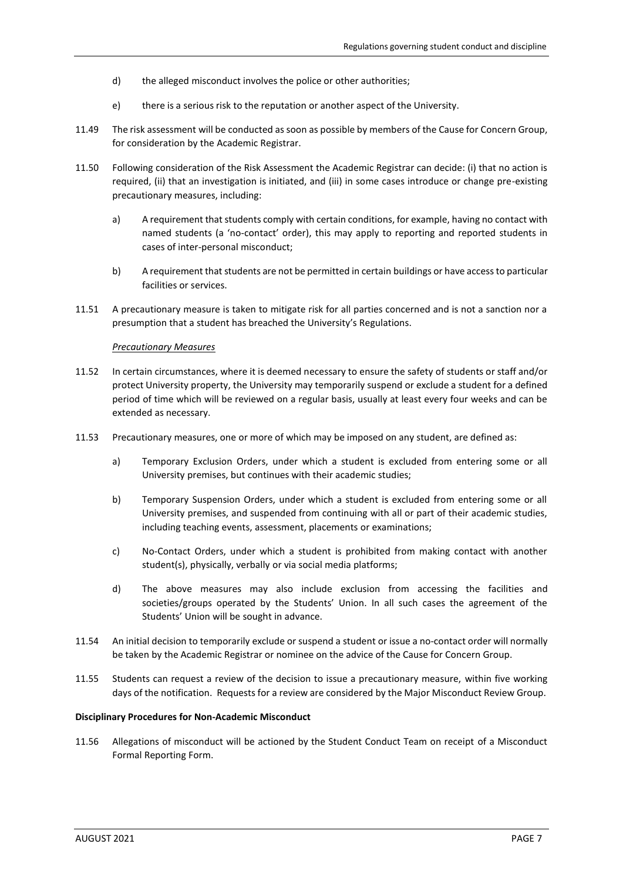d) the alleged misconduct involves the police or other authorities;

e) there is a serious risk to the reputation or another aspect of the University.

11.49 The risk assessment will be conducted as soon as possible by members of the Cause for Concern Group, for consideration by the Academic Registrar.

11.50 Following consideration of the Risk Assessment the Academic Registrar can decide: (i) that no action is required, (ii) that an investigation is initiated, and (iii) in some cases introduce or change pre-existing precautionary measures, including:

a) A requirement that students comply with certain conditions, for example, having no contact with named students (a 'no-contact' order), this may apply to reporting and reported students in cases of inter-personal misconduct;

b) A requirement that students are not be permitted in certain buildings or have access to particular facilities or services.

11.51 A precautionary measure is taken to mitigate risk for all parties concerned and is not a sanction nor a presumption that a student has breached the University's Regulations.

*Precautionary Measures*

11.52 In certain circumstances, where it is deemed necessary to ensure the safety of students or staff and/or protect University property, the University may temporarily suspend or exclude a student for a defined period of time which will be reviewed on a regular basis, usually at least every four weeks and can be extended as necessary.

11.53 Precautionary measures, one or more of which may be imposed on any student, are defined as:

a) Temporary Exclusion Orders, under which a student is excluded from entering some or all University premises, but continues with their academic studies;

b) Temporary Suspension Orders, under which a student is excluded from entering some or all University premises, and suspended from continuing with all or part of their academic studies, including teaching events, assessment, placements or examinations;

c) No-Contact Orders, under which a student is prohibited from making contact with another student(s), physically, verbally or via social media platforms;

d) The above measures may also include exclusion from accessing the facilities and societies/groups operated by the Students' Union. In all such cases the agreement of the Students' Union will be sought in advance.

11.54 An initial decision to temporarily exclude or suspend a student or issue a no-contact order will normally be taken by the Academic Registrar or nominee on the advice of the Cause for Concern Group.

11.55 Students can request a review of the decision to issue a precautionary measure, within five working days of the notification. Requests for a review are considered by the Major Misconduct Review Group.

**Disciplinary Procedures for Non-Academic Misconduct**

11.56 Allegations of misconduct will be actioned by the Student Conduct Team on receipt of a Misconduct Formal Reporting Form.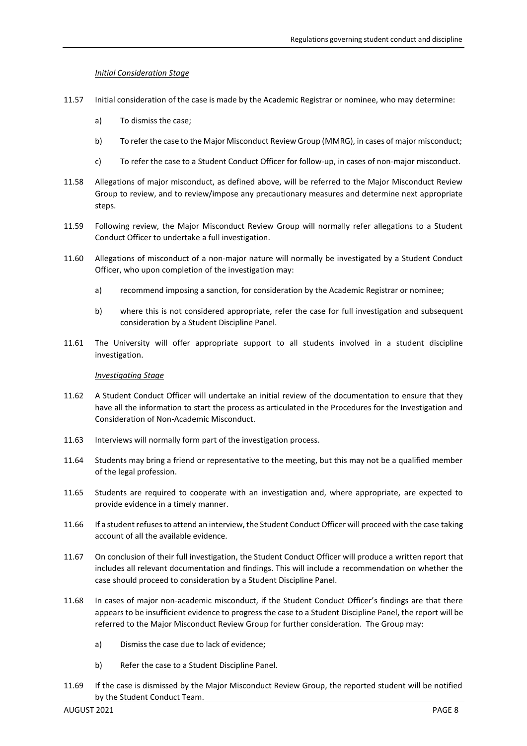*Initial Consideration Stage*

11.57 Initial consideration of the case is made by the Academic Registrar or nominee, who may determine:

a) To dismiss the case;

b) To refer the case to the Major Misconduct Review Group (MMRG), in cases of major misconduct;

c) To refer the case to a Student Conduct Officer for follow-up, in cases of non-major misconduct.

11.58 Allegations of major misconduct, as defined above, will be referred to the Major Misconduct Review Group to review, and to review/impose any precautionary measures and determine next appropriate steps.

11.59 Following review, the Major Misconduct Review Group will normally refer allegations to a Student Conduct Officer to undertake a full investigation.

11.60 Allegations of misconduct of a non-major nature will normally be investigated by a Student Conduct Officer, who upon completion of the investigation may:

a) recommend imposing a sanction, for consideration by the Academic Registrar or nominee;

b) where this is not considered appropriate, refer the case for full investigation and subsequent consideration by a Student Discipline Panel.

11.61 The University will offer appropriate support to all students involved in a student discipline investigation.

*Investigating Stage*

11.62 A Student Conduct Officer will undertake an initial review of the documentation to ensure that they have all the information to start the process as articulated in the Procedures for the Investigation and Consideration of Non-Academic Misconduct.

11.63 Interviews will normally form part of the investigation process.

11.64 Students may bring a friend or representative to the meeting, but this may not be a qualified member of the legal profession.

11.65 Students are required to cooperate with an investigation and, where appropriate, are expected to provide evidence in a timely manner.

11.66 If a student refuses to attend an interview, the Student Conduct Officer will proceed with the case taking account of all the available evidence.

11.67 On conclusion of their full investigation, the Student Conduct Officer will produce a written report that includes all relevant documentation and findings. This will include a recommendation on whether the case should proceed to consideration by a Student Discipline Panel.

11.68 In cases of major non-academic misconduct, if the Student Conduct Officer's findings are that there appears to be insufficient evidence to progress the case to a Student Discipline Panel, the report will be referred to the Major Misconduct Review Group for further consideration. The Group may:

a) Dismiss the case due to lack of evidence;

b) Refer the case to a Student Discipline Panel.

11.69 If the case is dismissed by the Major Misconduct Review Group, the reported student will be notified by the Student Conduct Team.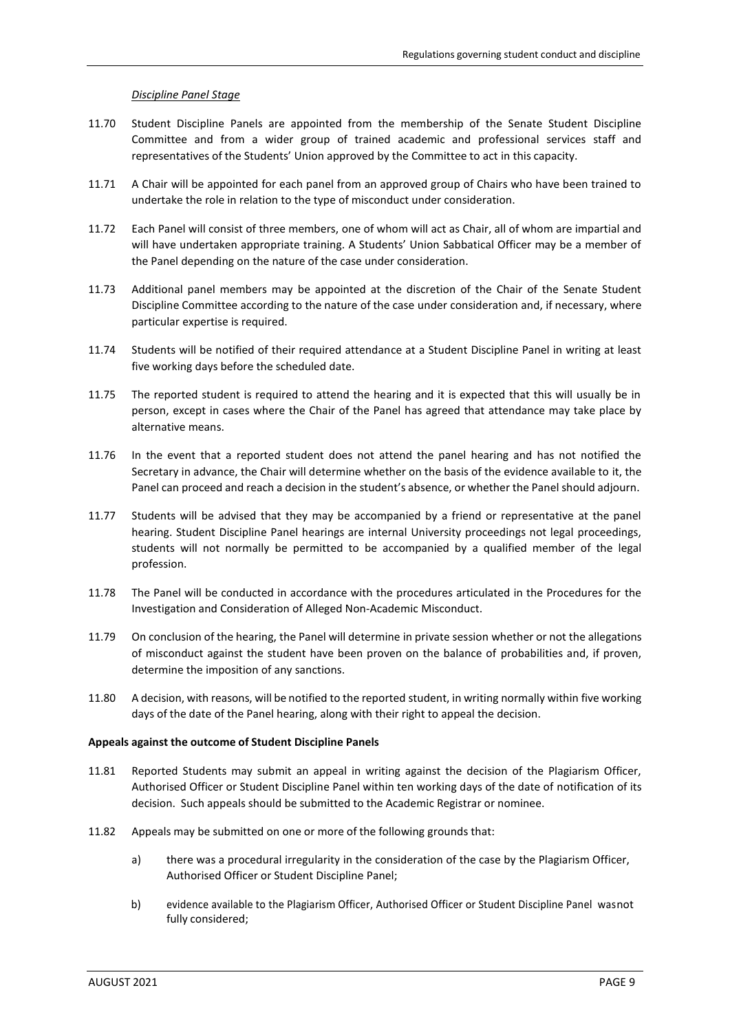*Discipline Panel Stage*

11.70 Student Discipline Panels are appointed from the membership of the Senate Student Discipline Committee and from a wider group of trained academic and professional services staff and representatives of the Students' Union approved by the Committee to act in this capacity.

11.71 A Chair will be appointed for each panel from an approved group of Chairs who have been trained to undertake the role in relation to the type of misconduct under consideration.

11.72 Each Panel will consist of three members, one of whom will act as Chair, all of whom are impartial and will have undertaken appropriate training. A Students' Union Sabbatical Officer may be a member of the Panel depending on the nature of the case under consideration.

11.73 Additional panel members may be appointed at the discretion of the Chair of the Senate Student Discipline Committee according to the nature of the case under consideration and, if necessary, where particular expertise is required.

11.74 Students will be notified of their required attendance at a Student Discipline Panel in writing at least five working days before the scheduled date.

11.75 The reported student is required to attend the hearing and it is expected that this will usually be in person, except in cases where the Chair of the Panel has agreed that attendance may take place by alternative means.

11.76 In the event that a reported student does not attend the panel hearing and has not notified the Secretary in advance, the Chair will determine whether on the basis of the evidence available to it, the Panel can proceed and reach a decision in the student's absence, or whether the Panel should adjourn.

11.77 Students will be advised that they may be accompanied by a friend or representative at the panel hearing. Student Discipline Panel hearings are internal University proceedings not legal proceedings, students will not normally be permitted to be accompanied by a qualified member of the legal profession.

11.78 The Panel will be conducted in accordance with the procedures articulated in the Procedures for the Investigation and Consideration of Alleged Non-Academic Misconduct.

11.79 On conclusion of the hearing, the Panel will determine in private session whether or not the allegations of misconduct against the student have been proven on the balance of probabilities and, if proven, determine the imposition of any sanctions.

11.80 A decision, with reasons, will be notified to the reported student, in writing normally within five working days of the date of the Panel hearing, along with their right to appeal the decision.

**Appeals against the outcome of Student Discipline Panels**

11.81 Reported Students may submit an appeal in writing against the decision of the Plagiarism Officer, Authorised Officer or Student Discipline Panel within ten working days of the date of notification of its decision. Such appeals should be submitted to the Academic Registrar or nominee.

11.82 Appeals may be submitted on one or more of the following grounds that:

a) there was a procedural irregularity in the consideration of the case by the Plagiarism Officer, Authorised Officer or Student Discipline Panel;

b) evidence available to the Plagiarism Officer, Authorised Officer or Student Discipline Panel wasnot fully considered;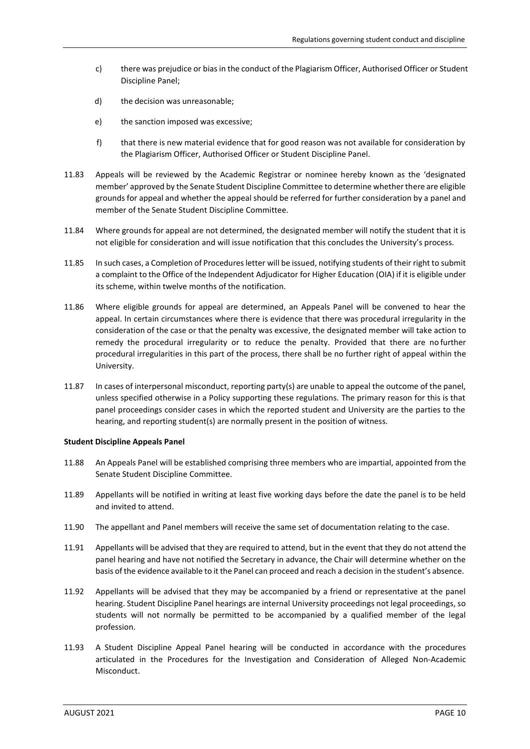c) there was prejudice or bias in the conduct of the Plagiarism Officer, Authorised Officer or Student Discipline Panel;

d) the decision was unreasonable;

e) the sanction imposed was excessive;

f) that there is new material evidence that for good reason was not available for consideration by the Plagiarism Officer, Authorised Officer or Student Discipline Panel.

11.83 Appeals will be reviewed by the Academic Registrar or nominee hereby known as the 'designated member' approved by the Senate Student Discipline Committee to determine whether there are eligible grounds for appeal and whether the appeal should be referred for further consideration by a panel and member of the Senate Student Discipline Committee.

11.84 Where grounds for appeal are not determined, the designated member will notify the student that it is not eligible for consideration and will issue notification that this concludes the University's process.

11.85 In such cases, a Completion of Procedures letter will be issued, notifying students of their right to submit a complaint to the Office of the Independent Adjudicator for Higher Education (OIA) if it is eligible under its scheme, within twelve months of the notification.

11.86 Where eligible grounds for appeal are determined, an Appeals Panel will be convened to hear the appeal. In certain circumstances where there is evidence that there was procedural irregularity in the consideration of the case or that the penalty was excessive, the designated member will take action to remedy the procedural irregularity or to reduce the penalty. Provided that there are no further procedural irregularities in this part of the process, there shall be no further right of appeal within the University.

11.87 In cases of interpersonal misconduct, reporting party(s) are unable to appeal the outcome of the panel, unless specified otherwise in a Policy supporting these regulations. The primary reason for this is that panel proceedings consider cases in which the reported student and University are the parties to the hearing, and reporting student(s) are normally present in the position of witness.

**Student Discipline Appeals Panel**

11.88 An Appeals Panel will be established comprising three members who are impartial, appointed from the Senate Student Discipline Committee.

11.89 Appellants will be notified in writing at least five working days before the date the panel is to be held and invited to attend.

11.90 The appellant and Panel members will receive the same set of documentation relating to the case.

11.91 Appellants will be advised that they are required to attend, but in the event that they do not attend the panel hearing and have not notified the Secretary in advance, the Chair will determine whether on the basis of the evidence available to it the Panel can proceed and reach a decision in the student's absence.

11.92 Appellants will be advised that they may be accompanied by a friend or representative at the panel hearing. Student Discipline Panel hearings are internal University proceedings not legal proceedings, so students will not normally be permitted to be accompanied by a qualified member of the legal profession.

11.93 A Student Discipline Appeal Panel hearing will be conducted in accordance with the procedures articulated in the Procedures for the Investigation and Consideration of Alleged Non-Academic Misconduct.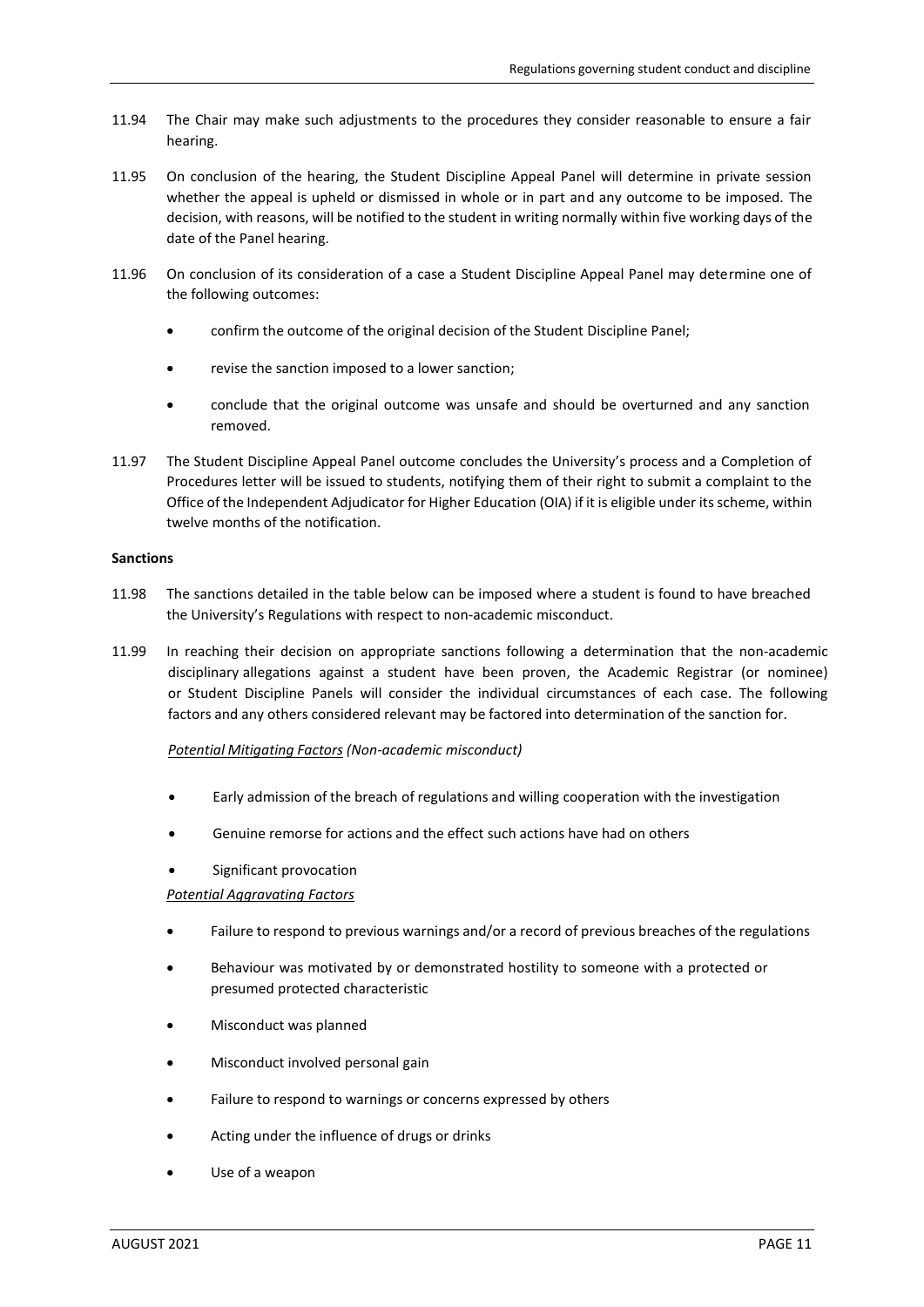11.94 The Chair may make such adjustments to the procedures they consider reasonable to ensure a fair hearing.

11.95 On conclusion of the hearing, the Student Discipline Appeal Panel will determine in private session whether the appeal is upheld or dismissed in whole or in part and any outcome to be imposed. The decision, with reasons, will be notified to the student in writing normally within five working days of the date of the Panel hearing.

11.96 On conclusion of its consideration of a case a Student Discipline Appeal Panel may determine one of the following outcomes:

- confirm the outcome of the original decision of the Student Discipline Panel;
- revise the sanction imposed to a lower sanction;
- conclude that the original outcome was unsafe and should be overturned and any sanction removed.

11.97 The Student Discipline Appeal Panel outcome concludes the University's process and a Completion of Procedures letter will be issued to students, notifying them of their right to submit a complaint to the Office of the Independent Adjudicator for Higher Education (OIA) if it is eligible under its scheme, within twelve months of the notification.

**Sanctions**

11.98 The sanctions detailed in the table below can be imposed where a student is found to have breached the University's Regulations with respect to non-academic misconduct.

11.99 In reaching their decision on appropriate sanctions following a determination that the non-academic disciplinary allegations against a student have been proven, the Academic Registrar (or nominee) or Student Discipline Panels will consider the individual circumstances of each case. The following factors and any others considered relevant may be factored into determination of the sanction for.

*Potential Mitigating Factors (Non-academic misconduct)*

- Early admission of the breach of regulations and willing cooperation with the investigation
- Genuine remorse for actions and the effect such actions have had on others
- Significant provocation

*Potential Aggravating Factors*

- Failure to respond to previous warnings and/or a record of previous breaches of the regulations
- Behaviour was motivated by or demonstrated hostility to someone with a protected or presumed protected characteristic
- Misconduct was planned
- Misconduct involved personal gain
- Failure to respond to warnings or concerns expressed by others
- Acting under the influence of drugs or drinks
- Use of a weapon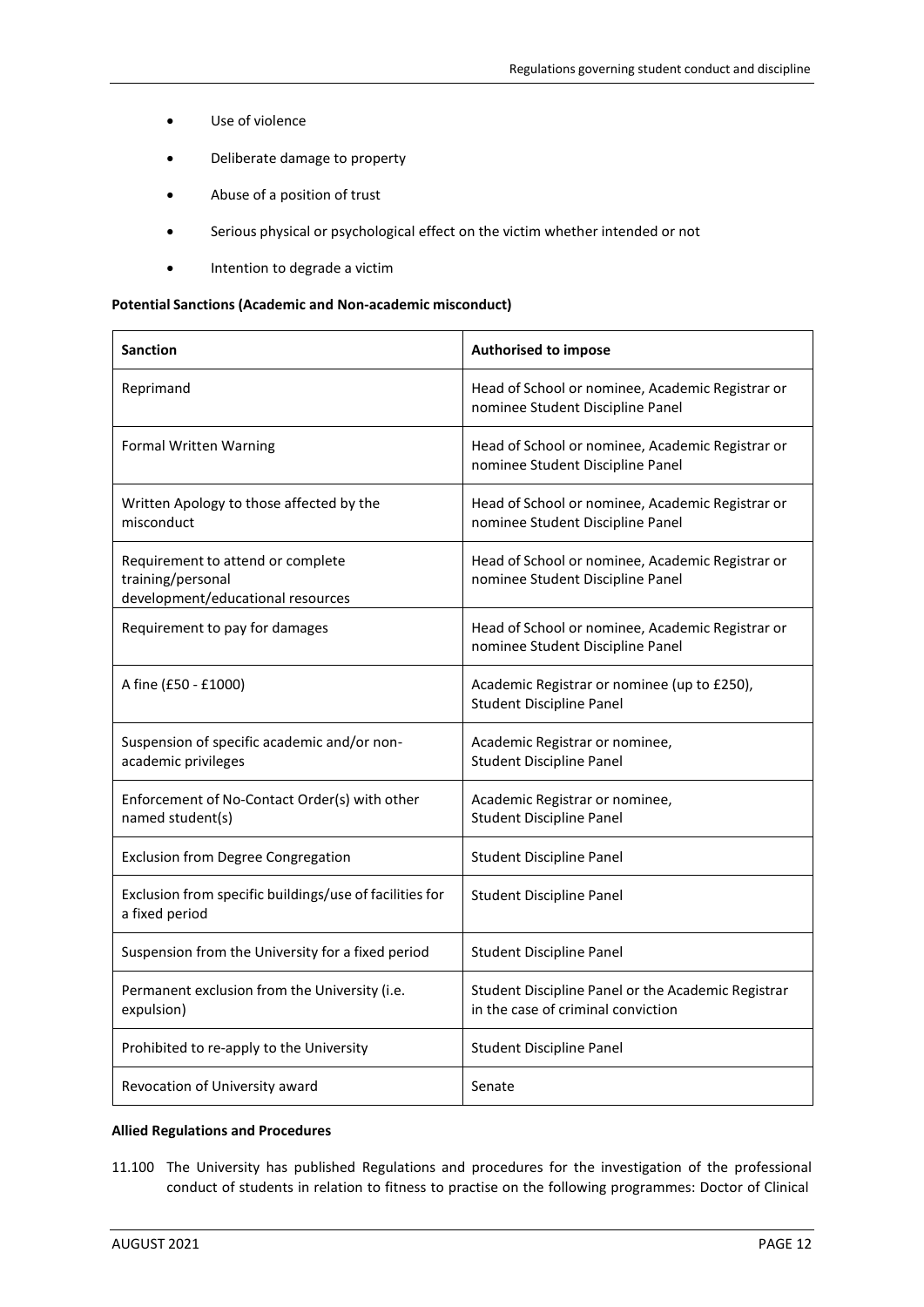- Use of violence
- Deliberate damage to property
- Abuse of a position of trust
- Serious physical or psychological effect on the victim whether intended or not
- Intention to degrade a victim

**Potential Sanctions (Academic and Non-academic misconduct)**

| Sanction | Authorised to impose |
|---|---|
| Reprimand | Head of School or nominee, Academic Registrar or nominee Student Discipline Panel |
| Formal Written Warning | Head of School or nominee, Academic Registrar or nominee Student Discipline Panel |
| Written Apology to those affected by the misconduct | Head of School or nominee, Academic Registrar or nominee Student Discipline Panel |
| Requirement to attend or complete training/personal development/educational resources | Head of School or nominee, Academic Registrar or nominee Student Discipline Panel |
| Requirement to pay for damages | Head of School or nominee, Academic Registrar or nominee Student Discipline Panel |
| A fine (£50 - £1000) | Academic Registrar or nominee (up to £250), Student Discipline Panel |
| Suspension of specific academic and/or non-academic privileges | Academic Registrar or nominee, Student Discipline Panel |
| Enforcement of No-Contact Order(s) with other named student(s) | Academic Registrar or nominee, Student Discipline Panel |
| Exclusion from Degree Congregation | Student Discipline Panel |
| Exclusion from specific buildings/use of facilities for a fixed period | Student Discipline Panel |
| Suspension from the University for a fixed period | Student Discipline Panel |
| Permanent exclusion from the University (i.e. expulsion) | Student Discipline Panel or the Academic Registrar in the case of criminal conviction |
| Prohibited to re-apply to the University | Student Discipline Panel |
| Revocation of University award | Senate |

**Allied Regulations and Procedures**

11.100 The University has published Regulations and procedures for the investigation of the professional conduct of students in relation to fitness to practise on the following programmes: Doctor of Clinical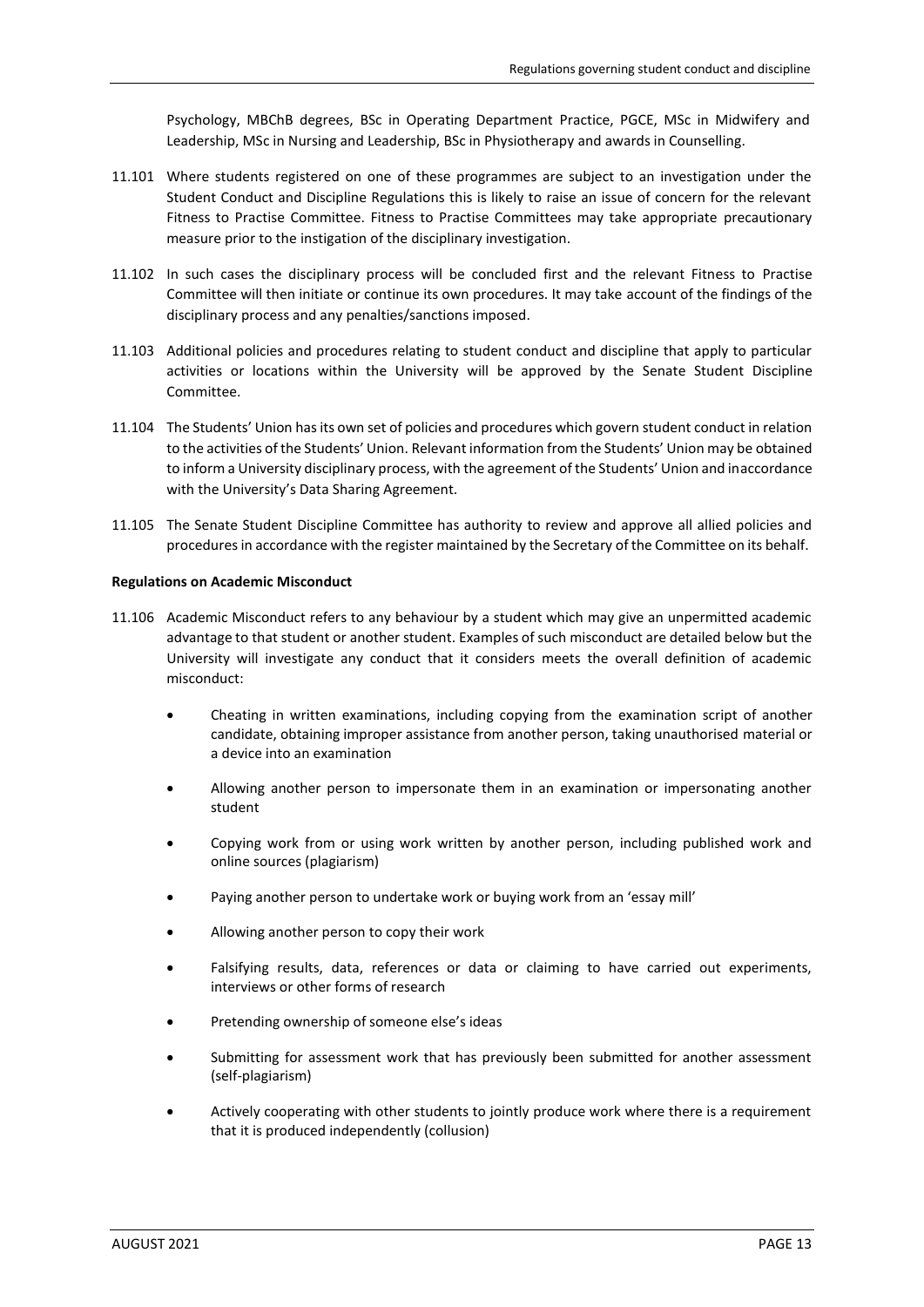Psychology, MBChB degrees, BSc in Operating Department Practice, PGCE, MSc in Midwifery and Leadership, MSc in Nursing and Leadership, BSc in Physiotherapy and awards in Counselling.

11.101 Where students registered on one of these programmes are subject to an investigation under the Student Conduct and Discipline Regulations this is likely to raise an issue of concern for the relevant Fitness to Practise Committee. Fitness to Practise Committees may take appropriate precautionary measure prior to the instigation of the disciplinary investigation.

11.102 In such cases the disciplinary process will be concluded first and the relevant Fitness to Practise Committee will then initiate or continue its own procedures. It may take account of the findings of the disciplinary process and any penalties/sanctions imposed.

11.103 Additional policies and procedures relating to student conduct and discipline that apply to particular activities or locations within the University will be approved by the Senate Student Discipline Committee.

11.104 The Students' Union has its own set of policies and procedures which govern student conduct in relation to the activities of the Students' Union. Relevant information from the Students' Union may be obtained to inform a University disciplinary process, with the agreement of the Students' Union and inaccordance with the University's Data Sharing Agreement.

11.105 The Senate Student Discipline Committee has authority to review and approve all allied policies and procedures in accordance with the register maintained by the Secretary of the Committee on its behalf.

**Regulations on Academic Misconduct**

11.106 Academic Misconduct refers to any behaviour by a student which may give an unpermitted academic advantage to that student or another student. Examples of such misconduct are detailed below but the University will investigate any conduct that it considers meets the overall definition of academic misconduct:

- Cheating in written examinations, including copying from the examination script of another candidate, obtaining improper assistance from another person, taking unauthorised material or a device into an examination
- Allowing another person to impersonate them in an examination or impersonating another student
- Copying work from or using work written by another person, including published work and online sources (plagiarism)
- Paying another person to undertake work or buying work from an 'essay mill'
- Allowing another person to copy their work
- Falsifying results, data, references or data or claiming to have carried out experiments, interviews or other forms of research
- Pretending ownership of someone else's ideas
- Submitting for assessment work that has previously been submitted for another assessment (self-plagiarism)
- Actively cooperating with other students to jointly produce work where there is a requirement that it is produced independently (collusion)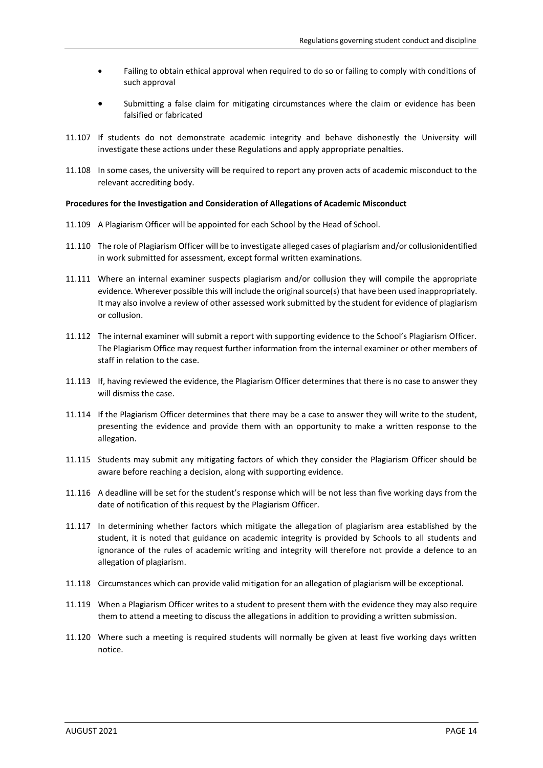- Failing to obtain ethical approval when required to do so or failing to comply with conditions of such approval
- Submitting a false claim for mitigating circumstances where the claim or evidence has been falsified or fabricated

11.107 If students do not demonstrate academic integrity and behave dishonestly the University will investigate these actions under these Regulations and apply appropriate penalties.

11.108 In some cases, the university will be required to report any proven acts of academic misconduct to the relevant accrediting body.

**Procedures for the Investigation and Consideration of Allegations of Academic Misconduct**

11.109 A Plagiarism Officer will be appointed for each School by the Head of School.

11.110 The role of Plagiarism Officer will be to investigate alleged cases of plagiarism and/or collusionidentified in work submitted for assessment, except formal written examinations.

11.111 Where an internal examiner suspects plagiarism and/or collusion they will compile the appropriate evidence. Wherever possible this will include the original source(s) that have been used inappropriately. It may also involve a review of other assessed work submitted by the student for evidence of plagiarism or collusion.

11.112 The internal examiner will submit a report with supporting evidence to the School's Plagiarism Officer. The Plagiarism Office may request further information from the internal examiner or other members of staff in relation to the case.

11.113 If, having reviewed the evidence, the Plagiarism Officer determines that there is no case to answer they will dismiss the case.

11.114 If the Plagiarism Officer determines that there may be a case to answer they will write to the student, presenting the evidence and provide them with an opportunity to make a written response to the allegation.

11.115 Students may submit any mitigating factors of which they consider the Plagiarism Officer should be aware before reaching a decision, along with supporting evidence.

11.116 A deadline will be set for the student's response which will be not less than five working days from the date of notification of this request by the Plagiarism Officer.

11.117 In determining whether factors which mitigate the allegation of plagiarism area established by the student, it is noted that guidance on academic integrity is provided by Schools to all students and ignorance of the rules of academic writing and integrity will therefore not provide a defence to an allegation of plagiarism.

11.118 Circumstances which can provide valid mitigation for an allegation of plagiarism will be exceptional.

11.119 When a Plagiarism Officer writes to a student to present them with the evidence they may also require them to attend a meeting to discuss the allegations in addition to providing a written submission.

11.120 Where such a meeting is required students will normally be given at least five working days written notice.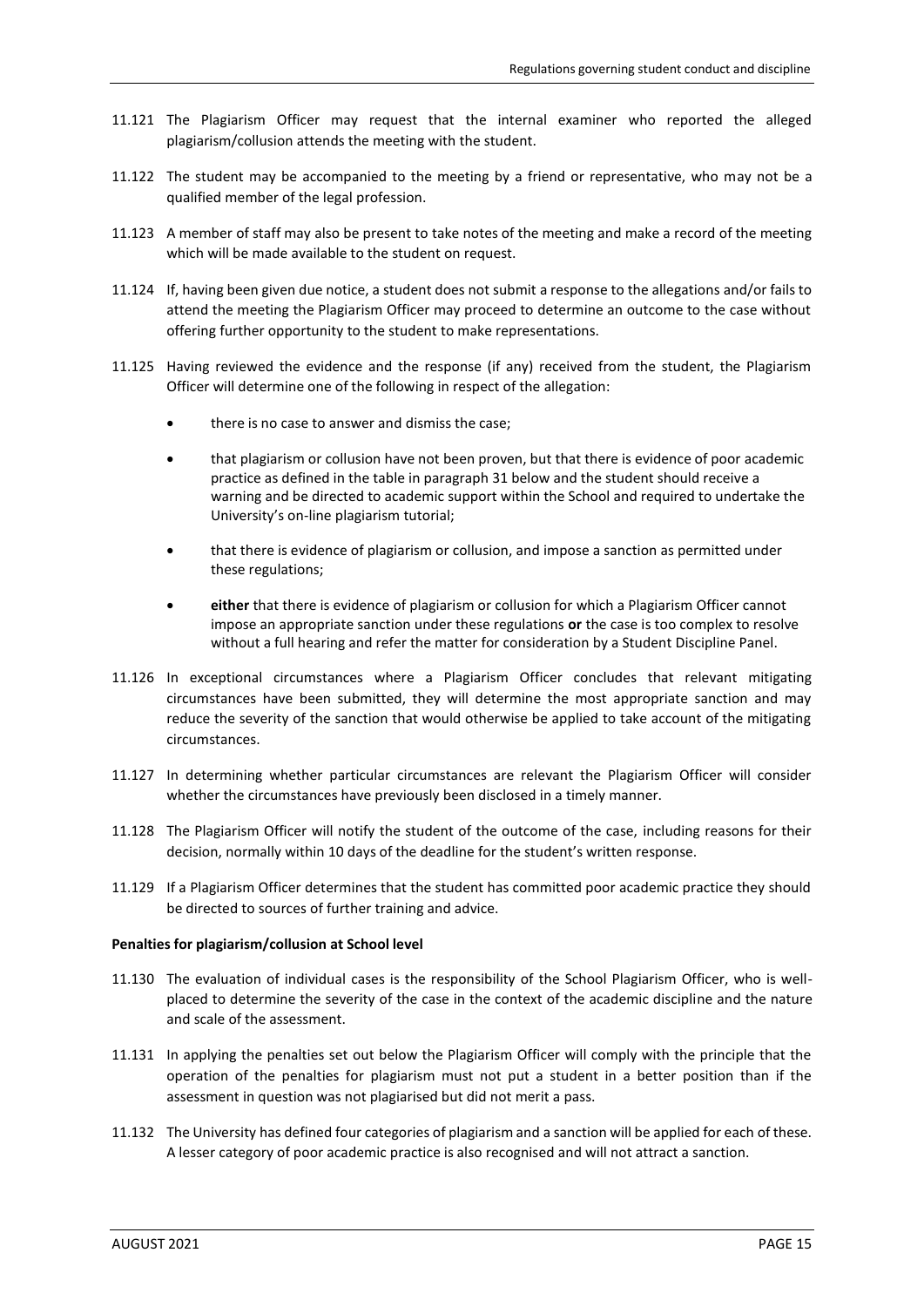11.121 The Plagiarism Officer may request that the internal examiner who reported the alleged plagiarism/collusion attends the meeting with the student.

11.122 The student may be accompanied to the meeting by a friend or representative, who may not be a qualified member of the legal profession.

11.123 A member of staff may also be present to take notes of the meeting and make a record of the meeting which will be made available to the student on request.

11.124 If, having been given due notice, a student does not submit a response to the allegations and/or fails to attend the meeting the Plagiarism Officer may proceed to determine an outcome to the case without offering further opportunity to the student to make representations.

11.125 Having reviewed the evidence and the response (if any) received from the student, the Plagiarism Officer will determine one of the following in respect of the allegation:

- there is no case to answer and dismiss the case;
- that plagiarism or collusion have not been proven, but that there is evidence of poor academic practice as defined in the table in paragraph 31 below and the student should receive a warning and be directed to academic support within the School and required to undertake the University's on-line plagiarism tutorial;
- that there is evidence of plagiarism or collusion, and impose a sanction as permitted under these regulations;
- **either** that there is evidence of plagiarism or collusion for which a Plagiarism Officer cannot impose an appropriate sanction under these regulations **or** the case is too complex to resolve without a full hearing and refer the matter for consideration by a Student Discipline Panel.

11.126 In exceptional circumstances where a Plagiarism Officer concludes that relevant mitigating circumstances have been submitted, they will determine the most appropriate sanction and may reduce the severity of the sanction that would otherwise be applied to take account of the mitigating circumstances.

11.127 In determining whether particular circumstances are relevant the Plagiarism Officer will consider whether the circumstances have previously been disclosed in a timely manner.

11.128 The Plagiarism Officer will notify the student of the outcome of the case, including reasons for their decision, normally within 10 days of the deadline for the student's written response.

11.129 If a Plagiarism Officer determines that the student has committed poor academic practice they should be directed to sources of further training and advice.

**Penalties for plagiarism/collusion at School level**

11.130 The evaluation of individual cases is the responsibility of the School Plagiarism Officer, who is well-placed to determine the severity of the case in the context of the academic discipline and the nature and scale of the assessment.

11.131 In applying the penalties set out below the Plagiarism Officer will comply with the principle that the operation of the penalties for plagiarism must not put a student in a better position than if the assessment in question was not plagiarised but did not merit a pass.

11.132 The University has defined four categories of plagiarism and a sanction will be applied for each of these. A lesser category of poor academic practice is also recognised and will not attract a sanction.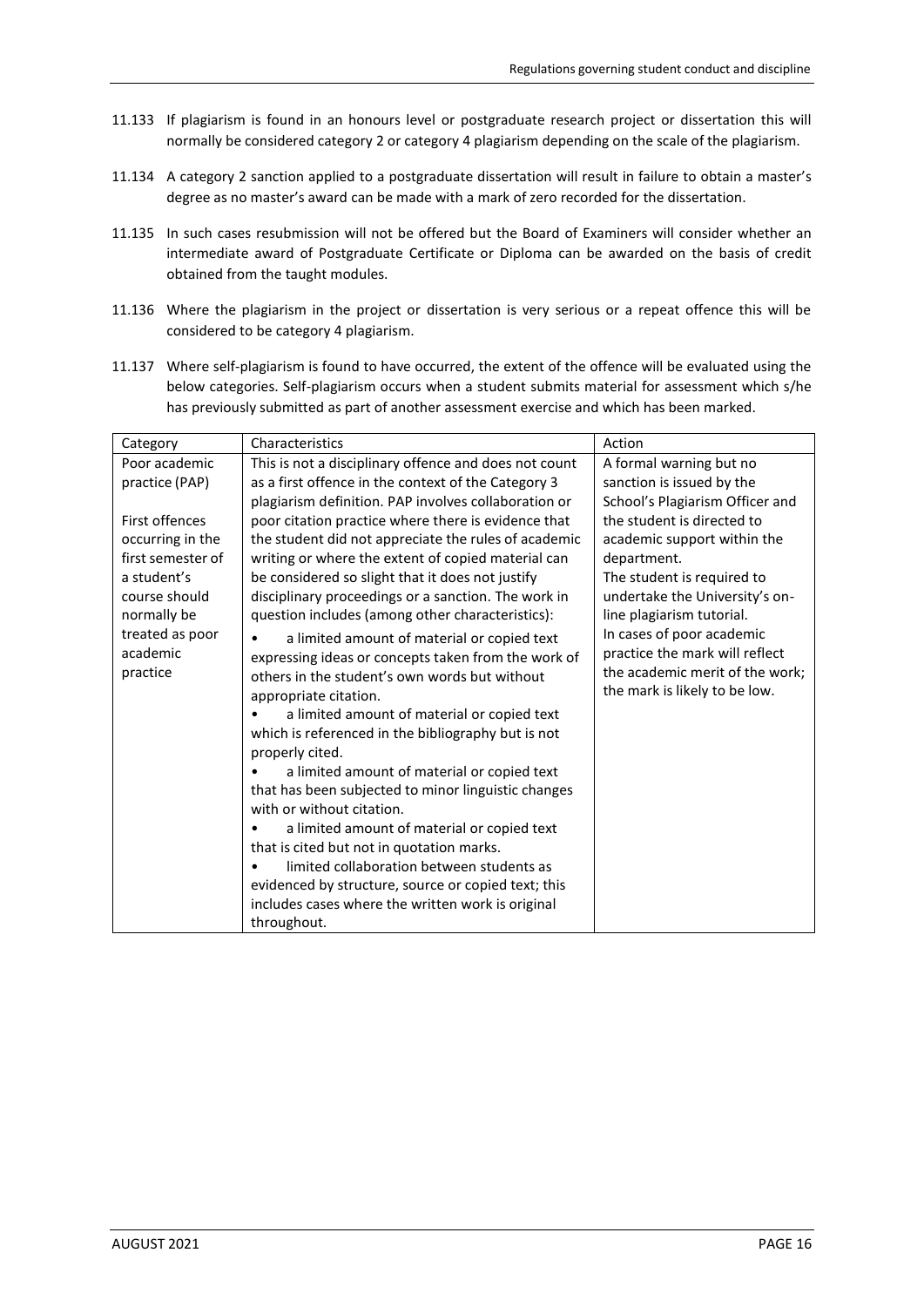11.133 If plagiarism is found in an honours level or postgraduate research project or dissertation this will normally be considered category 2 or category 4 plagiarism depending on the scale of the plagiarism.

11.134 A category 2 sanction applied to a postgraduate dissertation will result in failure to obtain a master's degree as no master's award can be made with a mark of zero recorded for the dissertation.

11.135 In such cases resubmission will not be offered but the Board of Examiners will consider whether an intermediate award of Postgraduate Certificate or Diploma can be awarded on the basis of credit obtained from the taught modules.

11.136 Where the plagiarism in the project or dissertation is very serious or a repeat offence this will be considered to be category 4 plagiarism.

11.137 Where self-plagiarism is found to have occurred, the extent of the offence will be evaluated using the below categories. Self-plagiarism occurs when a student submits material for assessment which s/he has previously submitted as part of another assessment exercise and which has been marked.

| Category | Characteristics | Action |
|---|---|---|
| Poor academic practice (PAP)<br><br>First offences occurring in the first semester of a student's course should normally be treated as poor academic practice | This is not a disciplinary offence and does not count as a first offence in the context of the Category 3 plagiarism definition. PAP involves collaboration or poor citation practice where there is evidence that the student did not appreciate the rules of academic writing or where the extent of copied material can be considered so slight that it does not justify disciplinary proceedings or a sanction. The work in question includes (among other characteristics):<br>• a limited amount of material or copied text expressing ideas or concepts taken from the work of others in the student's own words but without appropriate citation.<br>• a limited amount of material or copied text which is referenced in the bibliography but is not properly cited.<br>• a limited amount of material or copied text that has been subjected to minor linguistic changes with or without citation.<br>• a limited amount of material or copied text that is cited but not in quotation marks.<br>• limited collaboration between students as evidenced by structure, source or copied text; this includes cases where the written work is original throughout. | A formal warning but no sanction is issued by the School's Plagiarism Officer and the student is directed to academic support within the department.<br>The student is required to undertake the University's on-line plagiarism tutorial.<br>In cases of poor academic practice the mark will reflect the academic merit of the work; the mark is likely to be low. |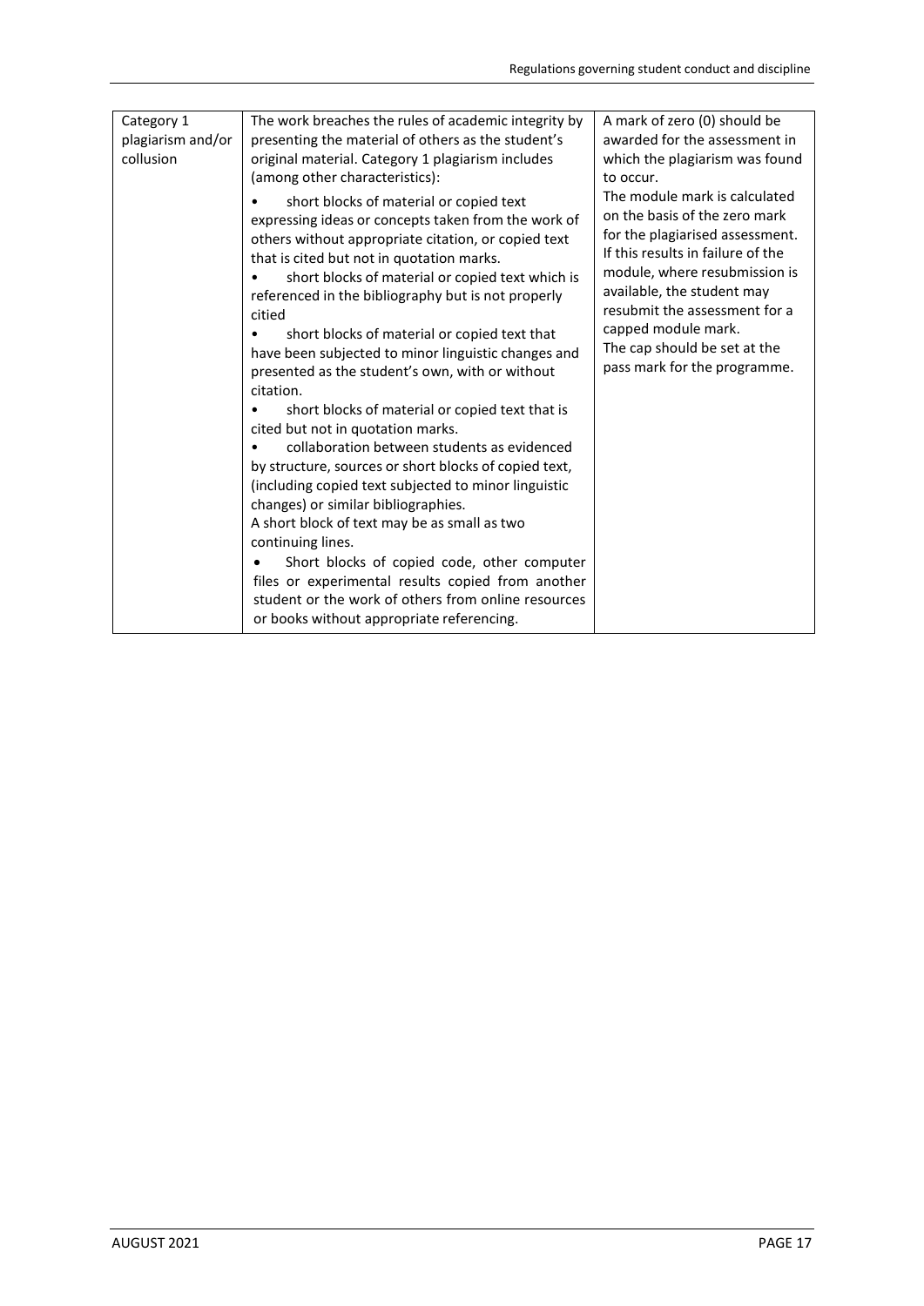| | | |
|---|---|---|
| Category 1 plagiarism and/or collusion | The work breaches the rules of academic integrity by presenting the material of others as the student's original material. Category 1 plagiarism includes (among other characteristics):<br>• short blocks of material or copied text expressing ideas or concepts taken from the work of others without appropriate citation, or copied text that is cited but not in quotation marks.<br>• short blocks of material or copied text which is referenced in the bibliography but is not properly citied<br>• short blocks of material or copied text that have been subjected to minor linguistic changes and presented as the student's own, with or without citation.<br>• short blocks of material or copied text that is cited but not in quotation marks.<br>• collaboration between students as evidenced by structure, sources or short blocks of copied text, (including copied text subjected to minor linguistic changes) or similar bibliographies.<br>A short block of text may be as small as two continuing lines.<br>• Short blocks of copied code, other computer files or experimental results copied from another student or the work of others from online resources or books without appropriate referencing. | A mark of zero (0) should be awarded for the assessment in which the plagiarism was found to occur.<br>The module mark is calculated on the basis of the zero mark for the plagiarised assessment. If this results in failure of the module, where resubmission is available, the student may resubmit the assessment for a capped module mark.<br>The cap should be set at the pass mark for the programme. |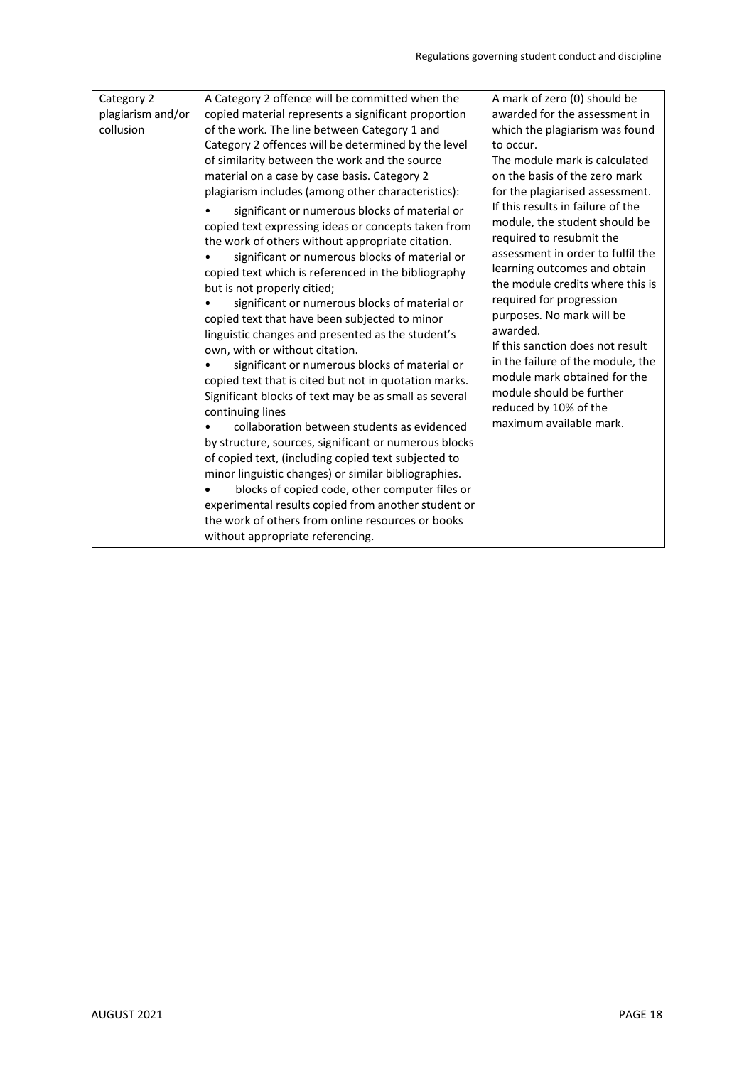| Category 2 plagiarism and/or collusion | A Category 2 offence will be committed when the copied material represents a significant proportion of the work. The line between Category 1 and Category 2 offences will be determined by the level of similarity between the work and the source material on a case by case basis. Category 2 plagiarism includes (among other characteristics):<br>• significant or numerous blocks of material or copied text expressing ideas or concepts taken from the work of others without appropriate citation.<br>• significant or numerous blocks of material or copied text which is referenced in the bibliography but is not properly citied;<br>• significant or numerous blocks of material or copied text that have been subjected to minor linguistic changes and presented as the student's own, with or without citation.<br>• significant or numerous blocks of material or copied text that is cited but not in quotation marks. Significant blocks of text may be as small as several continuing lines<br>• collaboration between students as evidenced by structure, sources, significant or numerous blocks of copied text, (including copied text subjected to minor linguistic changes) or similar bibliographies.<br>• blocks of copied code, other computer files or experimental results copied from another student or the work of others from online resources or books without appropriate referencing. | A mark of zero (0) should be awarded for the assessment in which the plagiarism was found to occur.<br>The module mark is calculated on the basis of the zero mark for the plagiarised assessment. If this results in failure of the module, the student should be required to resubmit the assessment in order to fulfil the learning outcomes and obtain the module credits where this is required for progression purposes. No mark will be awarded.<br>If this sanction does not result in the failure of the module, the module mark obtained for the module should be further reduced by 10% of the maximum available mark. |
|---|---|---|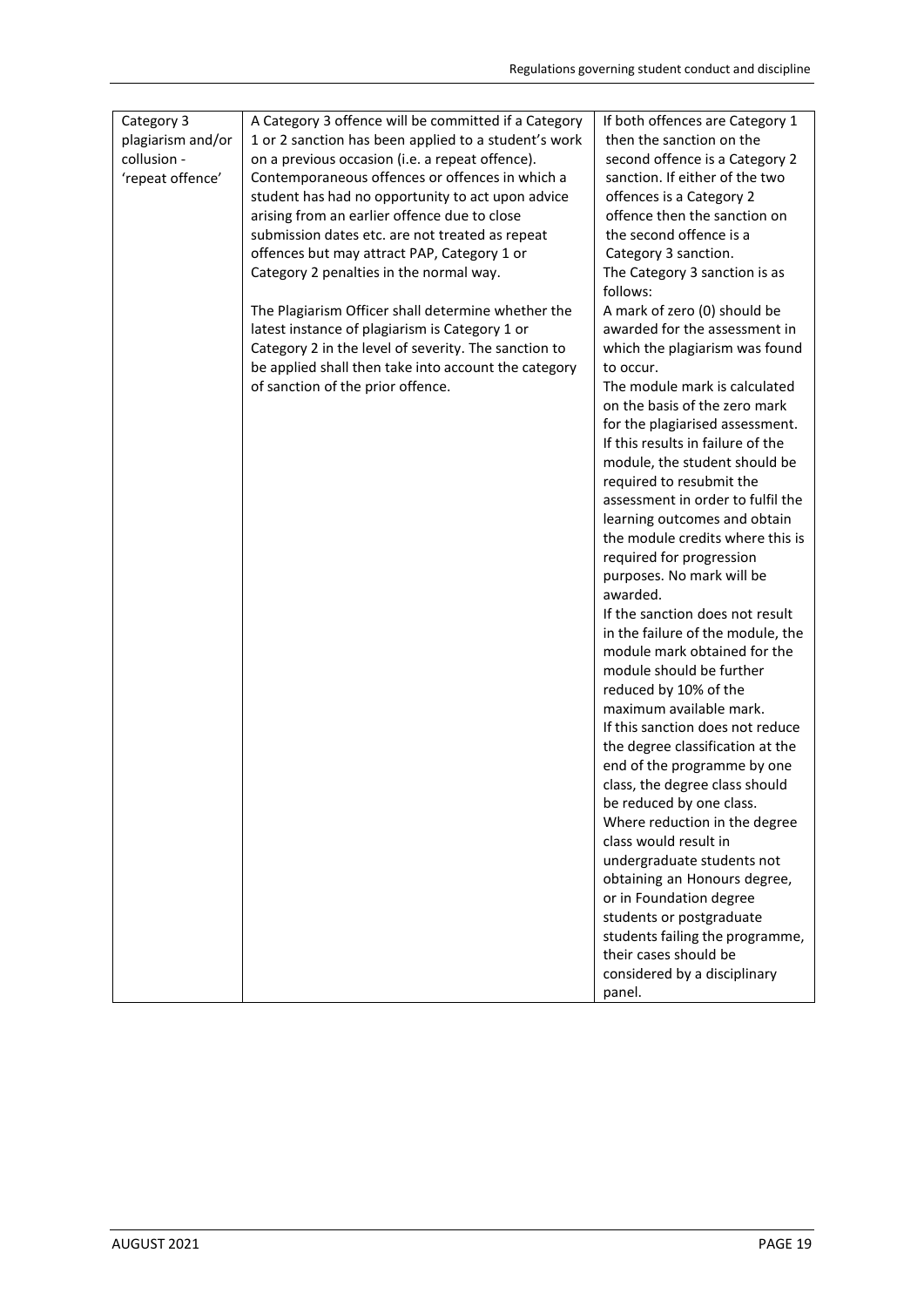| Category 3 plagiarism and/or collusion - 'repeat offence' | A Category 3 offence will be committed if a Category 1 or 2 sanction has been applied to a student's work on a previous occasion (i.e. a repeat offence). Contemporaneous offences or offences in which a student has had no opportunity to act upon advice arising from an earlier offence due to close submission dates etc. are not treated as repeat offences but may attract PAP, Category 1 or Category 2 penalties in the normal way.<br><br>The Plagiarism Officer shall determine whether the latest instance of plagiarism is Category 1 or Category 2 in the level of severity. The sanction to be applied shall then take into account the category of sanction of the prior offence. | If both offences are Category 1 then the sanction on the second offence is a Category 2 sanction. If either of the two offences is a Category 2 offence then the sanction on the second offence is a Category 3 sanction.<br>The Category 3 sanction is as follows:<br>A mark of zero (0) should be awarded for the assessment in which the plagiarism was found to occur.<br>The module mark is calculated on the basis of the zero mark for the plagiarised assessment. If this results in failure of the module, the student should be required to resubmit the assessment in order to fulfil the learning outcomes and obtain the module credits where this is required for progression purposes. No mark will be awarded.<br>If the sanction does not result in the failure of the module, the module mark obtained for the module should be further reduced by 10% of the maximum available mark.<br>If this sanction does not reduce the degree classification at the end of the programme by one class, the degree class should be reduced by one class.<br>Where reduction in the degree class would result in undergraduate students not obtaining an Honours degree, or in Foundation degree students or postgraduate students failing the programme, their cases should be considered by a disciplinary panel. |
|---|---|---|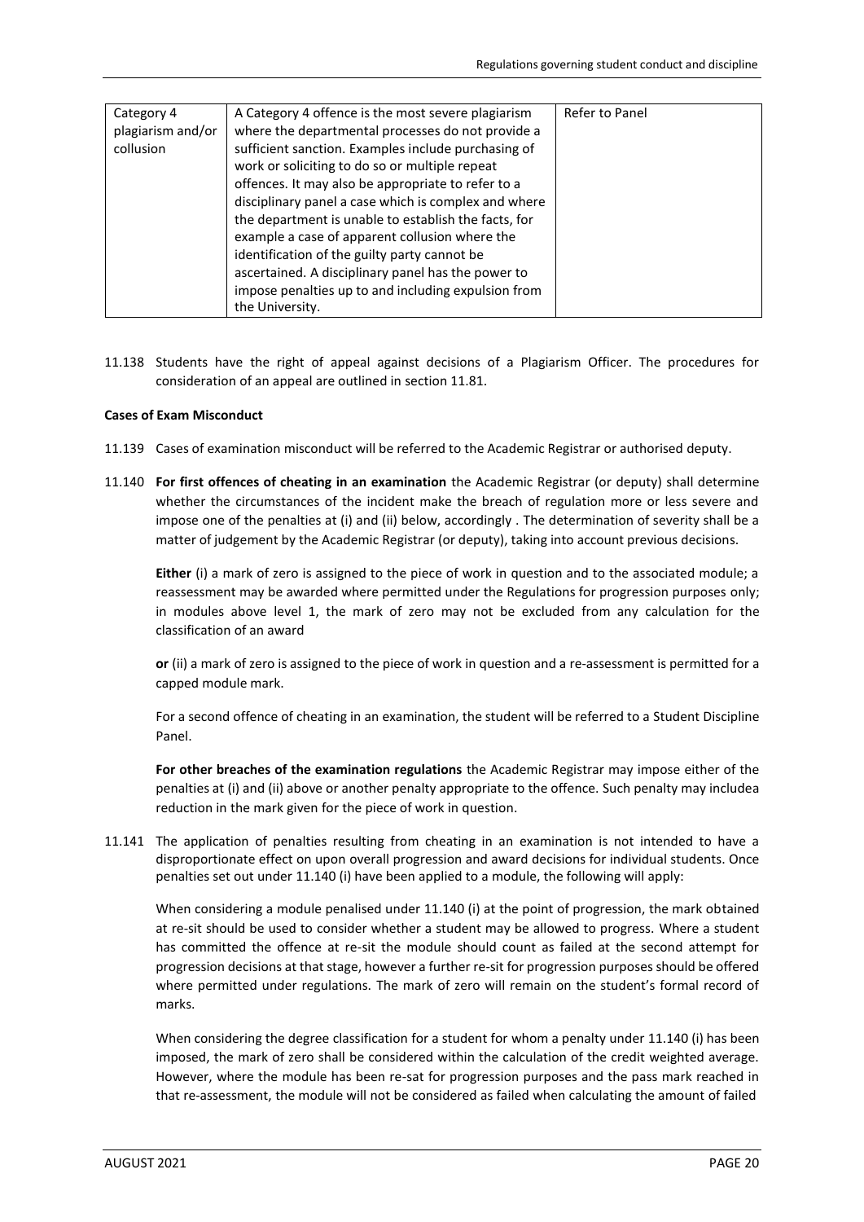| Category 4 plagiarism and/or collusion | A Category 4 offence is the most severe plagiarism where the departmental processes do not provide a sufficient sanction. Examples include purchasing of work or soliciting to do so or multiple repeat offences. It may also be appropriate to refer to a disciplinary panel a case which is complex and where the department is unable to establish the facts, for example a case of apparent collusion where the identification of the guilty party cannot be ascertained. A disciplinary panel has the power to impose penalties up to and including expulsion from the University. | Refer to Panel |
|---|---|---|

11.138 Students have the right of appeal against decisions of a Plagiarism Officer. The procedures for consideration of an appeal are outlined in section 11.81.

**Cases of Exam Misconduct**

11.139 Cases of examination misconduct will be referred to the Academic Registrar or authorised deputy.

11.140 **For first offences of cheating in an examination** the Academic Registrar (or deputy) shall determine whether the circumstances of the incident make the breach of regulation more or less severe and impose one of the penalties at (i) and (ii) below, accordingly . The determination of severity shall be a matter of judgement by the Academic Registrar (or deputy), taking into account previous decisions.

**Either** (i) a mark of zero is assigned to the piece of work in question and to the associated module; a reassessment may be awarded where permitted under the Regulations for progression purposes only; in modules above level 1, the mark of zero may not be excluded from any calculation for the classification of an award

**or** (ii) a mark of zero is assigned to the piece of work in question and a re-assessment is permitted for a capped module mark.

For a second offence of cheating in an examination, the student will be referred to a Student Discipline Panel.

**For other breaches of the examination regulations** the Academic Registrar may impose either of the penalties at (i) and (ii) above or another penalty appropriate to the offence. Such penalty may includea reduction in the mark given for the piece of work in question.

11.141 The application of penalties resulting from cheating in an examination is not intended to have a disproportionate effect on upon overall progression and award decisions for individual students. Once penalties set out under 11.140 (i) have been applied to a module, the following will apply:

When considering a module penalised under 11.140 (i) at the point of progression, the mark obtained at re-sit should be used to consider whether a student may be allowed to progress. Where a student has committed the offence at re-sit the module should count as failed at the second attempt for progression decisions at that stage, however a further re-sit for progression purposes should be offered where permitted under regulations. The mark of zero will remain on the student's formal record of marks.

When considering the degree classification for a student for whom a penalty under 11.140 (i) has been imposed, the mark of zero shall be considered within the calculation of the credit weighted average. However, where the module has been re-sat for progression purposes and the pass mark reached in that re-assessment, the module will not be considered as failed when calculating the amount of failed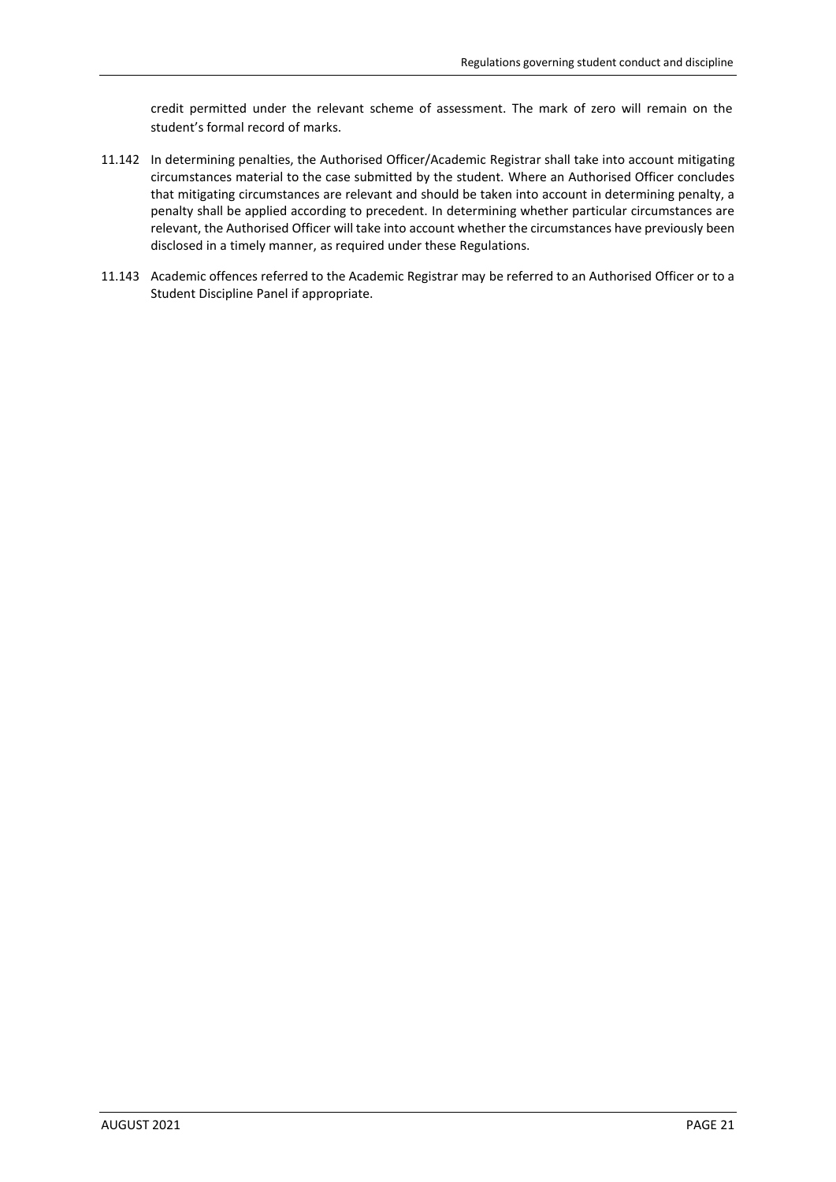credit permitted under the relevant scheme of assessment. The mark of zero will remain on the student's formal record of marks.

11.142 In determining penalties, the Authorised Officer/Academic Registrar shall take into account mitigating circumstances material to the case submitted by the student. Where an Authorised Officer concludes that mitigating circumstances are relevant and should be taken into account in determining penalty, a penalty shall be applied according to precedent. In determining whether particular circumstances are relevant, the Authorised Officer will take into account whether the circumstances have previously been disclosed in a timely manner, as required under these Regulations.

11.143 Academic offences referred to the Academic Registrar may be referred to an Authorised Officer or to a Student Discipline Panel if appropriate.